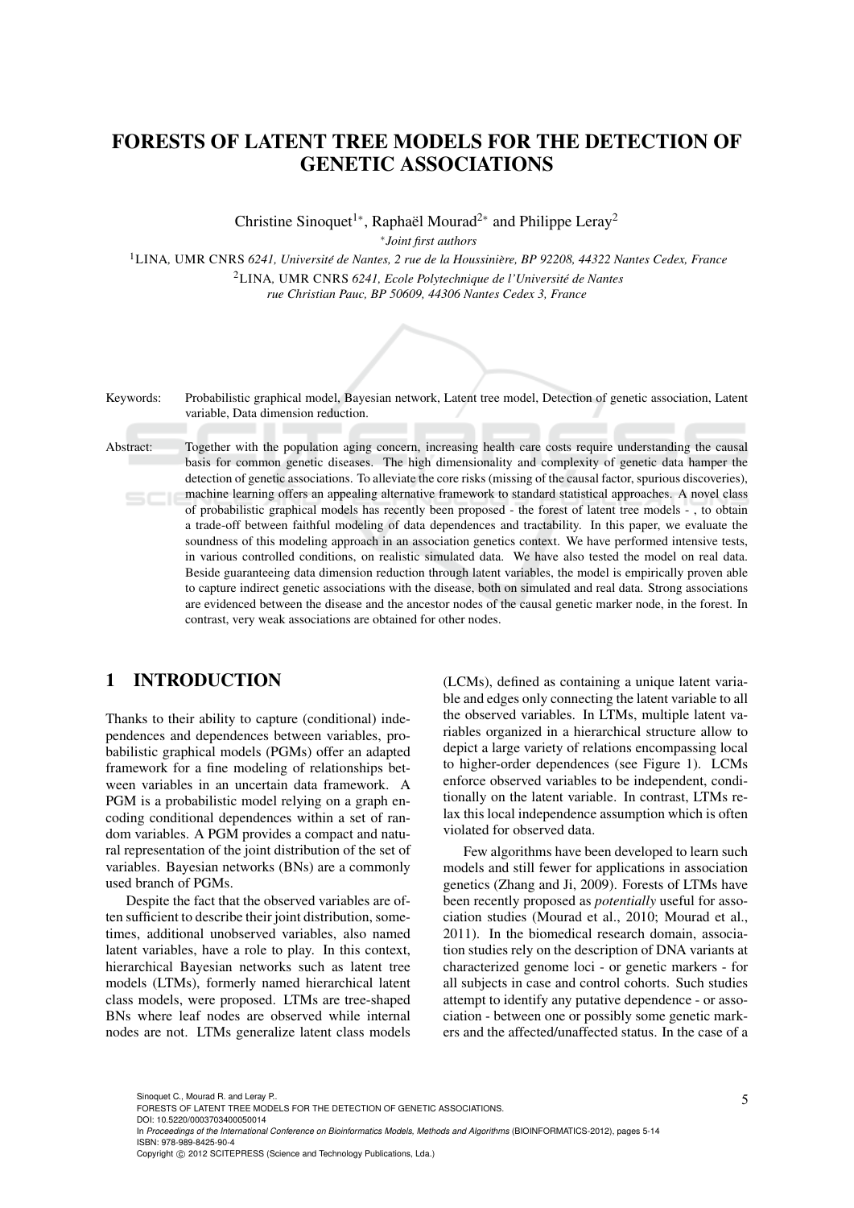# FORESTS OF LATENT TREE MODELS FOR THE DETECTION OF GENETIC ASSOCIATIONS

Christine Sinoquet[1*], Raphaël Mourad[2*] and Philippe Leray[2]

[*]*Joint first authors*

[1]LINA, UMR CNRS *6241, Université de Nantes, 2 rue de la Houssinière, BP 92208, 44322 Nantes Cedex, France*

[2]LINA, UMR CNRS *6241, Ecole Polytechnique de l'Université de Nantes rue Christian Pauc, BP 50609, 44306 Nantes Cedex 3, France*

Keywords: Probabilistic graphical model, Bayesian network, Latent tree model, Detection of genetic association, Latent variable, Data dimension reduction.

Abstract: Together with the population aging concern, increasing health care costs require understanding the causal basis for common genetic diseases. The high dimensionality and complexity of genetic data hamper the detection of genetic associations. To alleviate the core risks (missing of the causal factor, spurious discoveries), machine learning offers an appealing alternative framework to standard statistical approaches. A novel class of probabilistic graphical models has recently been proposed - the forest of latent tree models - , to obtain a trade-off between faithful modeling of data dependences and tractability. In this paper, we evaluate the soundness of this modeling approach in an association genetics context. We have performed intensive tests, in various controlled conditions, on realistic simulated data. We have also tested the model on real data. Beside guaranteeing data dimension reduction through latent variables, the model is empirically proven able to capture indirect genetic associations with the disease, both on simulated and real data. Strong associations are evidenced between the disease and the ancestor nodes of the causal genetic marker node, in the forest. In contrast, very weak associations are obtained for other nodes.

## 1 INTRODUCTION

Thanks to their ability to capture (conditional) independences and dependences between variables, probabilistic graphical models (PGMs) offer an adapted framework for a fine modeling of relationships between variables in an uncertain data framework. A PGM is a probabilistic model relying on a graph encoding conditional dependences within a set of random variables. A PGM provides a compact and natural representation of the joint distribution of the set of variables. Bayesian networks (BNs) are a commonly used branch of PGMs.

Despite the fact that the observed variables are often sufficient to describe their joint distribution, sometimes, additional unobserved variables, also named latent variables, have a role to play. In this context, hierarchical Bayesian networks such as latent tree models (LTMs), formerly named hierarchical latent class models, were proposed. LTMs are tree-shaped BNs where leaf nodes are observed while internal nodes are not. LTMs generalize latent class models (LCMs), defined as containing a unique latent variable and edges only connecting the latent variable to all the observed variables. In LTMs, multiple latent variables organized in a hierarchical structure allow to depict a large variety of relations encompassing local to higher-order dependences (see Figure 1). LCMs enforce observed variables to be independent, conditionally on the latent variable. In contrast, LTMs relax this local independence assumption which is often violated for observed data.

Few algorithms have been developed to learn such models and still fewer for applications in association genetics (Zhang and Ji, 2009). Forests of LTMs have been recently proposed as *potentially* useful for association studies (Mourad et al., 2010; Mourad et al., 2011). In the biomedical research domain, association studies rely on the description of DNA variants at characterized genome loci - or genetic markers - for all subjects in case and control cohorts. Such studies attempt to identify any putative dependence - or association - between one or possibly some genetic markers and the affected/unaffected status. In the case of a

Sinoquet C., Mourad R. and Leray P..
FORESTS OF LATENT TREE MODELS FOR THE DETECTION OF GENETIC ASSOCIATIONS.
DOI: 10.5220/0003703400050014
In *Proceedings of the International Conference on Bioinformatics Models, Methods and Algorithms* (BIOINFORMATICS-2012), pages 5-14
ISBN: 978-989-8425-90-4
Copyright © 2012 SCITEPRESS (Science and Technology Publications, Lda.)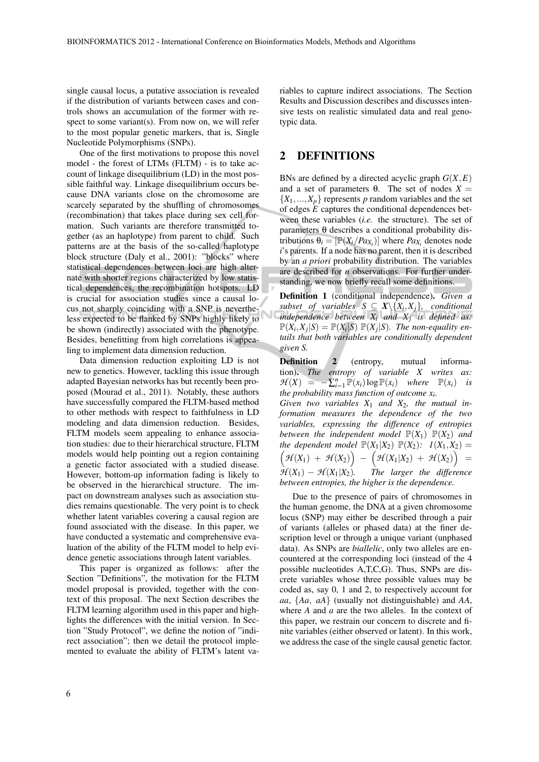single causal locus, a putative association is revealed if the distribution of variants between cases and controls shows an accumulation of the former with respect to some variant(s). From now on, we will refer to the most popular genetic markers, that is, Single Nucleotide Polymorphisms (SNPs).

One of the first motivations to propose this novel model - the forest of LTMs (FLTM) - is to take account of linkage disequilibrium (LD) in the most possible faithful way. Linkage disequilibrium occurs because DNA variants close on the chromosome are scarcely separated by the shuffling of chromosomes (recombination) that takes place during sex cell formation. Such variants are therefore transmitted together (as an haplotype) from parent to child. Such patterns are at the basis of the so-called haplotype block structure (Daly et al., 2001): "blocks" where statistical dependences between loci are high alternate with shorter regions characterized by low statistical dependences, the recombination hotspots. LD is crucial for association studies since a causal locus not sharply coinciding with a SNP is nevertheless expected to be flanked by SNPs highly likely to be shown (indirectly) associated with the phenotype. Besides, benefitting from high correlations is appealing to implement data dimension reduction.

Data dimension reduction exploiting LD is not new to genetics. However, tackling this issue through adapted Bayesian networks has but recently been proposed (Mourad et al., 2011). Notably, these authors have successfully compared the FLTM-based method to other methods with respect to faithfulness in LD modeling and data dimension reduction. Besides, FLTM models seem appealing to enhance association studies: due to their hierarchical structure, FLTM models would help pointing out a region containing a genetic factor associated with a studied disease. However, bottom-up information fading is likely to be observed in the hierarchical structure. The impact on downstream analyses such as association studies remains questionable. The very point is to check whether latent variables covering a causal region are found associated with the disease. In this paper, we have conducted a systematic and comprehensive evaluation of the ability of the FLTM model to help evidence genetic associations through latent variables.

This paper is organized as follows: after the Section "Definitions", the motivation for the FLTM model proposal is provided, together with the context of this proposal. The next Section describes the FLTM learning algorithm used in this paper and highlights the differences with the initial version. In Section "Study Protocol", we define the notion of "indirect association"; then we detail the protocol implemented to evaluate the ability of FLTM's latent variables to capture indirect associations. The Section Results and Discussion describes and discusses intensive tests on realistic simulated data and real genotypic data.

## 2 DEFINITIONS

BNs are defined by a directed acyclic graph $G(X,E)$ and a set of parameters $\theta$. The set of nodes $X = \{X_1, ..., X_p\}$ represents $p$ random variables and the set of edges $E$ captures the conditional dependences between these variables (*i.e.* the structure). The set of parameters $\theta$ describes a conditional probability distributions $\theta_i = [\mathbb{P}(X_i/Pa_{X_i})]$ where $Pa_{X_i}$ denotes node $i$'s parents. If a node has no parent, then it is described by an *a priori* probability distribution. The variables are described for $n$ observations. For further understanding, we now briefly recall some definitions.

**Definition 1** (conditional independence)**.** *Given a subset of variables $S \subseteq X \backslash \{X_i, X_j\}$, conditional independence between $X_i$ and $X_j$ is defined as: $\mathbb{P}(X_i, X_j|S) = \mathbb{P}(X_i|S)\ \mathbb{P}(X_j|S)$. The non-equality entails that both variables are conditionally dependent given S.*

**Definition 2** (entropy, mutual information)**.** *The entropy of variable X writes as: $\mathcal{H}(X) = -\sum_{i=1}^{n} \mathbb{P}(x_i) \log \mathbb{P}(x_i)$ where $\mathbb{P}(x_i)$ is the probability mass function of outcome $x_i$.*

*Given two variables $X_1$ and $X_2$, the mutual information measures the dependence of the two variables, expressing the difference of entropies between the independent model $\mathbb{P}(X_1)\ \mathbb{P}(X_2)$ and the dependent model $\mathbb{P}(X_1|X_2)\ \mathbb{P}(X_2)$: $I(X_1, X_2) = \Big(\mathcal{H}(X_1) + \mathcal{H}(X_2)\Big) - \Big(\mathcal{H}(X_1|X_2) + \mathcal{H}(X_2)\Big) = \mathcal{H}(X_1) - \mathcal{H}(X_1|X_2)$. The larger the difference between entropies, the higher is the dependence.*

Due to the presence of pairs of chromosomes in the human genome, the DNA at a given chromosome locus (SNP) may either be described through a pair of variants (alleles or phased data) at the finer description level or through a unique variant (unphased data). As SNPs are *biallelic*, only two alleles are encountered at the corresponding loci (instead of the 4 possible nucleotides A,T,C,G). Thus, SNPs are discrete variables whose three possible values may be coded as, say 0, 1 and 2, to respectively account for *aa*, $\{Aa,\ aA\}$ (usually not distinguishable) and *AA*, where *A* and *a* are the two alleles. In the context of this paper, we restrain our concern to discrete and finite variables (either observed or latent). In this work, we address the case of the single causal genetic factor.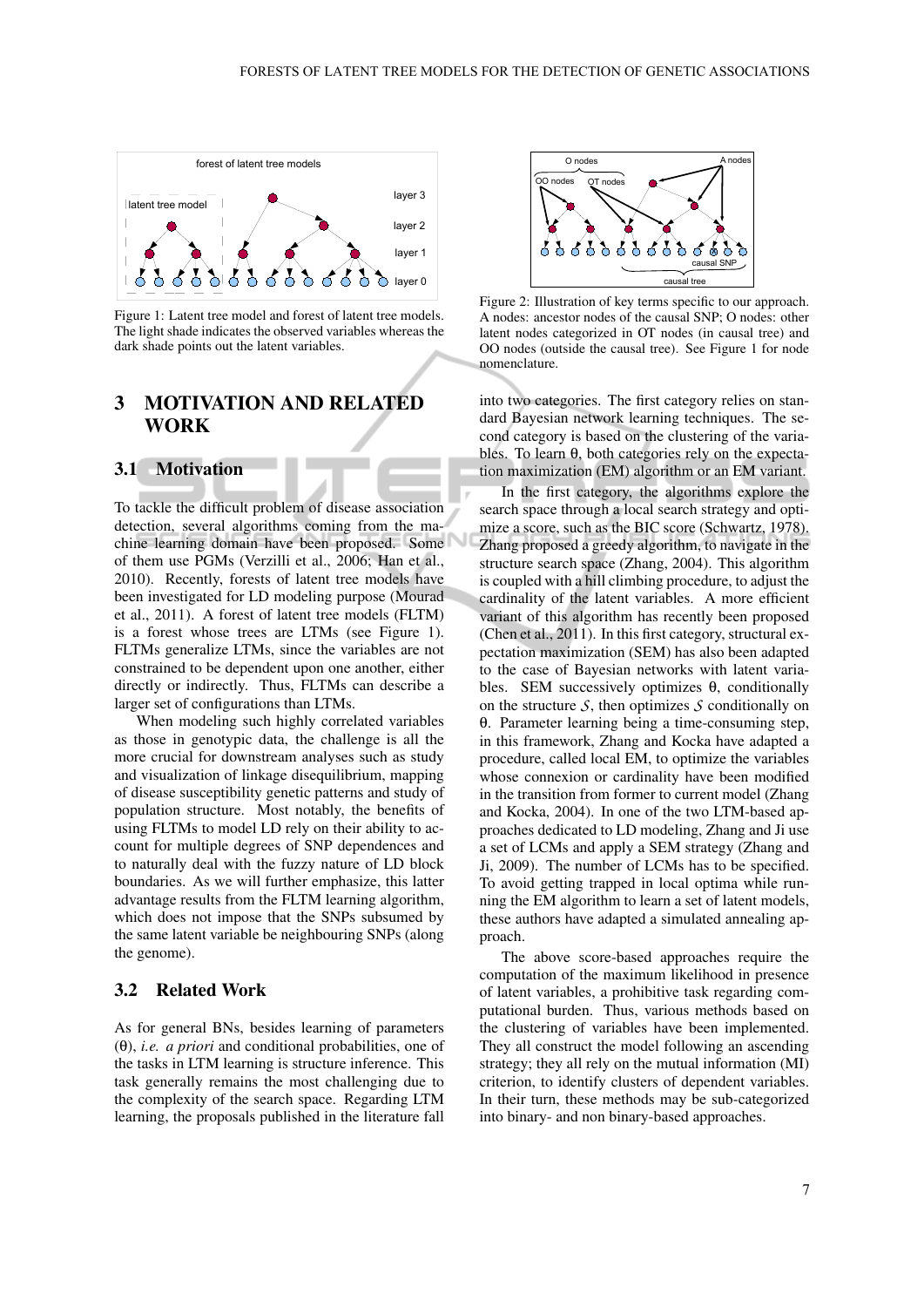Figure 1: Latent tree model and forest of latent tree models. The light shade indicates the observed variables whereas the dark shade points out the latent variables.

Figure 2: Illustration of key terms specific to our approach. A nodes: ancestor nodes of the causal SNP; O nodes: other latent nodes categorized in OT nodes (in causal tree) and OO nodes (outside the causal tree). See Figure 1 for node nomenclature.

## 3 MOTIVATION AND RELATED WORK

### 3.1 Motivation

To tackle the difficult problem of disease association detection, several algorithms coming from the machine learning domain have been proposed. Some of them use PGMs (Verzilli et al., 2006; Han et al., 2010). Recently, forests of latent tree models have been investigated for LD modeling purpose (Mourad et al., 2011). A forest of latent tree models (FLTM) is a forest whose trees are LTMs (see Figure 1). FLTMs generalize LTMs, since the variables are not constrained to be dependent upon one another, either directly or indirectly. Thus, FLTMs can describe a larger set of configurations than LTMs.

When modeling such highly correlated variables as those in genotypic data, the challenge is all the more crucial for downstream analyses such as study and visualization of linkage disequilibrium, mapping of disease susceptibility genetic patterns and study of population structure. Most notably, the benefits of using FLTMs to model LD rely on their ability to account for multiple degrees of SNP dependences and to naturally deal with the fuzzy nature of LD block boundaries. As we will further emphasize, this latter advantage results from the FLTM learning algorithm, which does not impose that the SNPs subsumed by the same latent variable be neighbouring SNPs (along the genome).

### 3.2 Related Work

As for general BNs, besides learning of parameters ($\theta$), *i.e. a priori* and conditional probabilities, one of the tasks in LTM learning is structure inference. This task generally remains the most challenging due to the complexity of the search space. Regarding LTM learning, the proposals published in the literature fall into two categories. The first category relies on standard Bayesian network learning techniques. The second category is based on the clustering of the variables. To learn $\theta$, both categories rely on the expectation maximization (EM) algorithm or an EM variant.

In the first category, the algorithms explore the search space through a local search strategy and optimize a score, such as the BIC score (Schwartz, 1978). Zhang proposed a greedy algorithm, to navigate in the structure search space (Zhang, 2004). This algorithm is coupled with a hill climbing procedure, to adjust the cardinality of the latent variables. A more efficient variant of this algorithm has recently been proposed (Chen et al., 2011). In this first category, structural expectation maximization (SEM) has also been adapted to the case of Bayesian networks with latent variables. SEM successively optimizes $\theta$, conditionally on the structure $\mathcal{S}$, then optimizes $\mathcal{S}$ conditionally on $\theta$. Parameter learning being a time-consuming step, in this framework, Zhang and Kocka have adapted a procedure, called local EM, to optimize the variables whose connexion or cardinality have been modified in the transition from former to current model (Zhang and Kocka, 2004). In one of the two LTM-based approaches dedicated to LD modeling, Zhang and Ji use a set of LCMs and apply a SEM strategy (Zhang and Ji, 2009). The number of LCMs has to be specified. To avoid getting trapped in local optima while running the EM algorithm to learn a set of latent models, these authors have adapted a simulated annealing approach.

The above score-based approaches require the computation of the maximum likelihood in presence of latent variables, a prohibitive task regarding computational burden. Thus, various methods based on the clustering of variables have been implemented. They all construct the model following an ascending strategy; they all rely on the mutual information (MI) criterion, to identify clusters of dependent variables. In their turn, these methods may be sub-categorized into binary- and non binary-based approaches.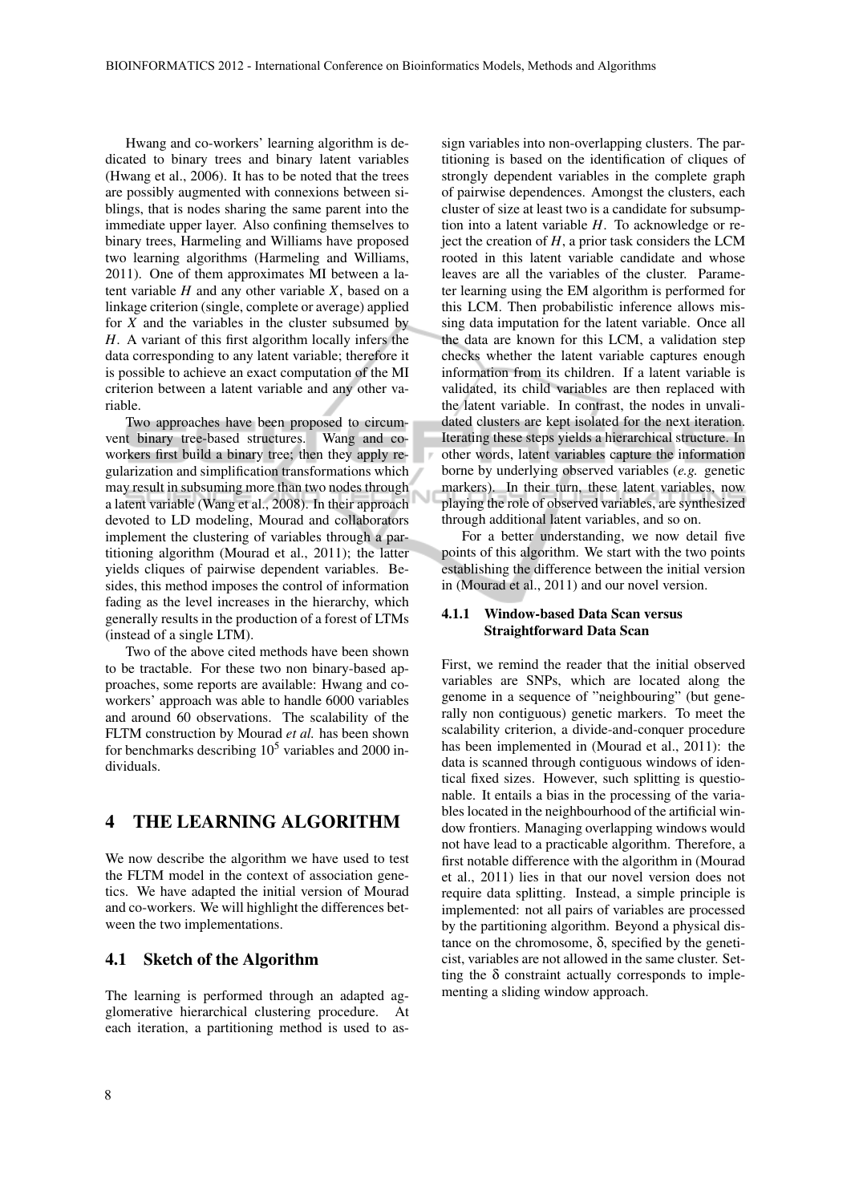Hwang and co-workers' learning algorithm is dedicated to binary trees and binary latent variables (Hwang et al., 2006). It has to be noted that the trees are possibly augmented with connexions between siblings, that is nodes sharing the same parent into the immediate upper layer. Also confining themselves to binary trees, Harmeling and Williams have proposed two learning algorithms (Harmeling and Williams, 2011). One of them approximates MI between a latent variable $H$ and any other variable $X$, based on a linkage criterion (single, complete or average) applied for $X$ and the variables in the cluster subsumed by $H$. A variant of this first algorithm locally infers the data corresponding to any latent variable; therefore it is possible to achieve an exact computation of the MI criterion between a latent variable and any other variable.

Two approaches have been proposed to circumvent binary tree-based structures. Wang and coworkers first build a binary tree; then they apply regularization and simplification transformations which may result in subsuming more than two nodes through a latent variable (Wang et al., 2008). In their approach devoted to LD modeling, Mourad and collaborators implement the clustering of variables through a partitioning algorithm (Mourad et al., 2011); the latter yields cliques of pairwise dependent variables. Besides, this method imposes the control of information fading as the level increases in the hierarchy, which generally results in the production of a forest of LTMs (instead of a single LTM).

Two of the above cited methods have been shown to be tractable. For these two non binary-based approaches, some reports are available: Hwang and coworkers' approach was able to handle 6000 variables and around 60 observations. The scalability of the FLTM construction by Mourad *et al.* has been shown for benchmarks describing $10^5$ variables and 2000 individuals.

## 4 THE LEARNING ALGORITHM

We now describe the algorithm we have used to test the FLTM model in the context of association genetics. We have adapted the initial version of Mourad and co-workers. We will highlight the differences between the two implementations.

### 4.1 Sketch of the Algorithm

The learning is performed through an adapted agglomerative hierarchical clustering procedure. At each iteration, a partitioning method is used to assign variables into non-overlapping clusters. The partitioning is based on the identification of cliques of strongly dependent variables in the complete graph of pairwise dependences. Amongst the clusters, each cluster of size at least two is a candidate for subsumption into a latent variable $H$. To acknowledge or reject the creation of $H$, a prior task considers the LCM rooted in this latent variable candidate and whose leaves are all the variables of the cluster. Parameter learning using the EM algorithm is performed for this LCM. Then probabilistic inference allows missing data imputation for the latent variable. Once all the data are known for this LCM, a validation step checks whether the latent variable captures enough information from its children. If a latent variable is validated, its child variables are then replaced with the latent variable. In contrast, the nodes in unvalidated clusters are kept isolated for the next iteration. Iterating these steps yields a hierarchical structure. In other words, latent variables capture the information borne by underlying observed variables (*e.g.* genetic markers). In their turn, these latent variables, now playing the role of observed variables, are synthesized through additional latent variables, and so on.

For a better understanding, we now detail five points of this algorithm. We start with the two points establishing the difference between the initial version in (Mourad et al., 2011) and our novel version.

#### 4.1.1 Window-based Data Scan versus Straightforward Data Scan

First, we remind the reader that the initial observed variables are SNPs, which are located along the genome in a sequence of "neighbouring" (but generally non contiguous) genetic markers. To meet the scalability criterion, a divide-and-conquer procedure has been implemented in (Mourad et al., 2011): the data is scanned through contiguous windows of identical fixed sizes. However, such splitting is questionable. It entails a bias in the processing of the variables located in the neighbourhood of the artificial window frontiers. Managing overlapping windows would not have lead to a practicable algorithm. Therefore, a first notable difference with the algorithm in (Mourad et al., 2011) lies in that our novel version does not require data splitting. Instead, a simple principle is implemented: not all pairs of variables are processed by the partitioning algorithm. Beyond a physical distance on the chromosome, $\delta$, specified by the geneticist, variables are not allowed in the same cluster. Setting the $\delta$ constraint actually corresponds to implementing a sliding window approach.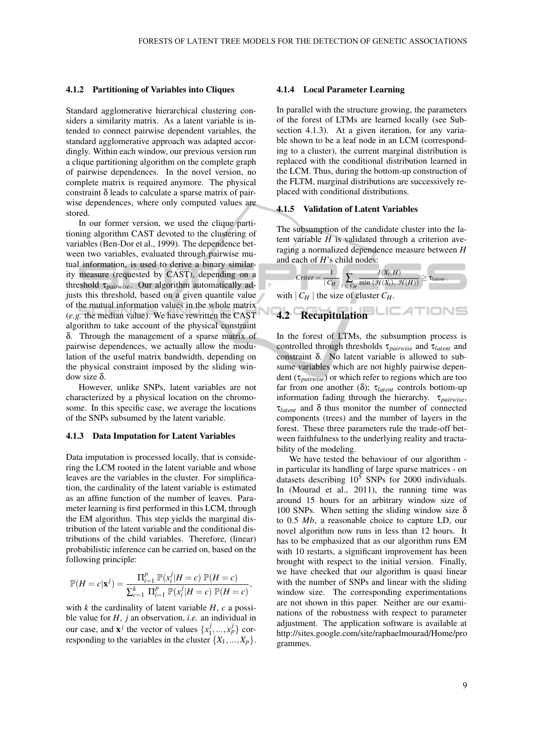#### 4.1.2 Partitioning of Variables into Cliques

Standard agglomerative hierarchical clustering considers a similarity matrix. As a latent variable is intended to connect pairwise dependent variables, the standard agglomerative approach was adapted accordingly. Within each window, our previous version run a clique partitioning algorithm on the complete graph of pairwise dependences. In the novel version, no complete matrix is required anymore. The physical constraint $\delta$ leads to calculate a sparse matrix of pairwise dependences, where only computed values are stored.

In our former version, we used the clique partitioning algorithm CAST devoted to the clustering of variables (Ben-Dor et al., 1999). The dependence between two variables, evaluated through pairwise mutual information, is used to derive a binary similarity measure (requested by CAST), depending on a threshold $\tau_{pairwise}$. Our algorithm automatically adjusts this threshold, based on a given quantile value of the mutual information values in the whole matrix (*e.g.* the median value). We have rewritten the CAST algorithm to take account of the physical constraint $\delta$. Through the management of a sparse matrix of pairwise dependences, we actually allow the modulation of the useful matrix bandwidth, depending on the physical constraint imposed by the sliding window size $\delta$.

However, unlike SNPs, latent variables are not characterized by a physical location on the chromosome. In this specific case, we average the locations of the SNPs subsumed by the latent variable.

#### 4.1.3 Data Imputation for Latent Variables

Data imputation is processed locally, that is considering the LCM rooted in the latent variable and whose leaves are the variables in the cluster. For simplification, the cardinality of the latent variable is estimated as an affine function of the number of leaves. Parameter learning is first performed in this LCM, through the EM algorithm. This step yields the marginal distribution of the latent variable and the conditional distributions of the child variables. Therefore, (linear) probabilistic inference can be carried on, based on the following principle:

$$\mathbb{P}(H=c|\mathbf{x}^j) = \frac{\Pi_{i=1}^{p}\ \mathbb{P}(x_i^j|H=c)\ \mathbb{P}(H=c)}{\sum_{c=1}^{k}\ \Pi_{i=1}^{p}\ \mathbb{P}(x_i^j|H=c)\ \mathbb{P}(H=c)},$$

with $k$ the cardinality of latent variable $H$, $c$ a possible value for $H$, $j$ an observation, *i.e.* an individual in our case, and $\mathbf{x}^j$ the vector of values $\{x_1^j, ..., x_p^j\}$ corresponding to the variables in the cluster $\{X_1, ..., X_p\}$.

#### 4.1.4 Local Parameter Learning

In parallel with the structure growing, the parameters of the forest of LTMs are learned locally (see Subsection 4.1.3). At a given iteration, for any variable shown to be a leaf node in an LCM (corresponding to a cluster), the current marginal distribution is replaced with the conditional distribution learned in the LCM. Thus, during the bottom-up construction of the FLTM, marginal distributions are successively replaced with conditional distributions.

#### 4.1.5 Validation of Latent Variables

The subsumption of the candidate cluster into the latent variable $H$ is validated through a criterion averaging a normalized dependence measure between $H$ and each of $H$'s child nodes:

$$Criter = \frac{1}{|\ C_H\ |} \sum_{i\ \in\ C_H} \frac{I(X_i, H)}{\min\ (\mathcal{H}(X_i),\ \mathcal{H}(H))} \geq \tau_{latent},$$

with $|\ C_H\ |$ the size of cluster $C_H$.

### 4.2 Recapitulation

In the forest of LTMs, the subsumption process is controlled through thresholds $\tau_{pairwise}$ and $\tau_{latent}$ and constraint $\delta$. No latent variable is allowed to subsume variables which are not highly pairwise dependent ($\tau_{pairwise}$) or which refer to regions which are too far from one another ($\delta$); $\tau_{latent}$ controls bottom-up information fading through the hierarchy. $\tau_{pairwise}$, $\tau_{latent}$ and $\delta$ thus monitor the number of connected components (trees) and the number of layers in the forest. These three parameters rule the trade-off between faithfulness to the underlying reality and tractability of the modeling.

We have tested the behaviour of our algorithm - in particular its handling of large sparse matrices - on datasets describing $10^5$ SNPs for 2000 individuals. In (Mourad et al., 2011), the running time was around 15 hours for an arbitrary window size of 100 SNPs. When setting the sliding window size $\delta$ to 0.5 *Mb*, a reasonable choice to capture LD, our novel algorithm now runs in less than 12 hours. It has to be emphasized that as our algorithm runs EM with 10 restarts, a significant improvement has been brought with respect to the initial version. Finally, we have checked that our algorithm is quasi linear with the number of SNPs and linear with the sliding window size. The corresponding experimentations are not shown in this paper. Neither are our examinations of the robustness with respect to parameter adjustment. The application software is available at http://sites.google.com/site/raphaelmourad/Home/programmes.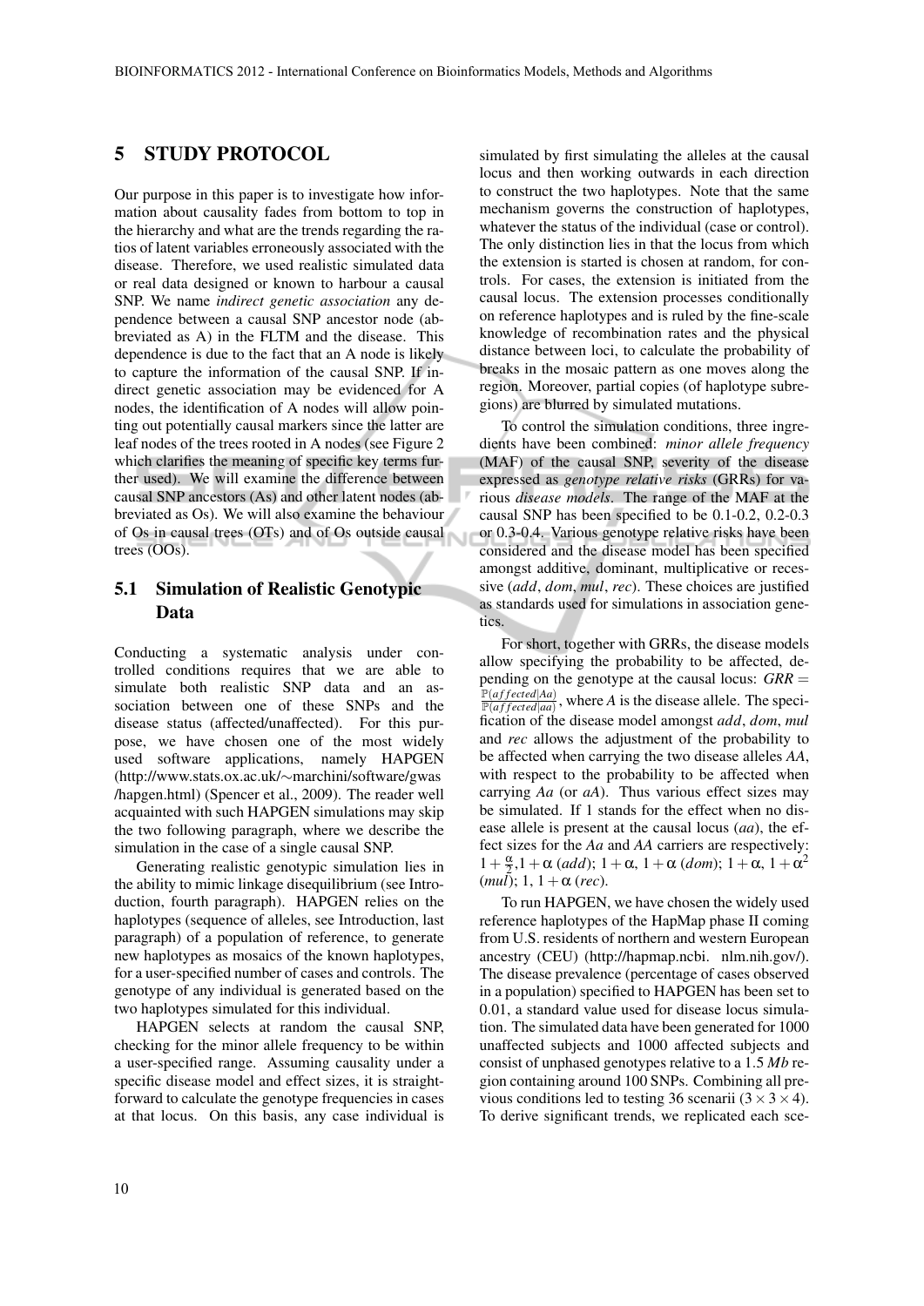# 5 STUDY PROTOCOL

Our purpose in this paper is to investigate how information about causality fades from bottom to top in the hierarchy and what are the trends regarding the ratios of latent variables erroneously associated with the disease. Therefore, we used realistic simulated data or real data designed or known to harbour a causal SNP. We name *indirect genetic association* any dependence between a causal SNP ancestor node (abbreviated as A) in the FLTM and the disease. This dependence is due to the fact that an A node is likely to capture the information of the causal SNP. If indirect genetic association may be evidenced for A nodes, the identification of A nodes will allow pointing out potentially causal markers since the latter are leaf nodes of the trees rooted in A nodes (see Figure 2 which clarifies the meaning of specific key terms further used). We will examine the difference between causal SNP ancestors (As) and other latent nodes (abbreviated as Os). We will also examine the behaviour of Os in causal trees (OTs) and of Os outside causal trees (OOs).

## 5.1 Simulation of Realistic Genotypic Data

Conducting a systematic analysis under controlled conditions requires that we are able to simulate both realistic SNP data and an association between one of these SNPs and the disease status (affected/unaffected). For this purpose, we have chosen one of the most widely used software applications, namely HAPGEN (http://www.stats.ox.ac.uk/∼marchini/software/gwas/hapgen.html) (Spencer et al., 2009). The reader well acquainted with such HAPGEN simulations may skip the two following paragraph, where we describe the simulation in the case of a single causal SNP.

Generating realistic genotypic simulation lies in the ability to mimic linkage disequilibrium (see Introduction, fourth paragraph). HAPGEN relies on the haplotypes (sequence of alleles, see Introduction, last paragraph) of a population of reference, to generate new haplotypes as mosaics of the known haplotypes, for a user-specified number of cases and controls. The genotype of any individual is generated based on the two haplotypes simulated for this individual.

HAPGEN selects at random the causal SNP, checking for the minor allele frequency to be within a user-specified range. Assuming causality under a specific disease model and effect sizes, it is straightforward to calculate the genotype frequencies in cases at that locus. On this basis, any case individual is simulated by first simulating the alleles at the causal locus and then working outwards in each direction to construct the two haplotypes. Note that the same mechanism governs the construction of haplotypes, whatever the status of the individual (case or control). The only distinction lies in that the locus from which the extension is started is chosen at random, for controls. For cases, the extension is initiated from the causal locus. The extension processes conditionally on reference haplotypes and is ruled by the fine-scale knowledge of recombination rates and the physical distance between loci, to calculate the probability of breaks in the mosaic pattern as one moves along the region. Moreover, partial copies (of haplotype subregions) are blurred by simulated mutations.

To control the simulation conditions, three ingredients have been combined: *minor allele frequency* (MAF) of the causal SNP, severity of the disease expressed as *genotype relative risks* (GRRs) for various *disease models*. The range of the MAF at the causal SNP has been specified to be 0.1-0.2, 0.2-0.3 or 0.3-0.4. Various genotype relative risks have been considered and the disease model has been specified amongst additive, dominant, multiplicative or recessive (*add*, *dom*, *mul*, *rec*). These choices are justified as standards used for simulations in association genetics.

For short, together with GRRs, the disease models allow specifying the probability to be affected, depending on the genotype at the causal locus: $GRR = \frac{\mathbb{P}(affected|Aa)}{\mathbb{P}(affected|aa)}$, where $A$ is the disease allele. The specification of the disease model amongst *add*, *dom*, *mul* and *rec* allows the adjustment of the probability to be affected when carrying the two disease alleles $AA$, with respect to the probability to be affected when carrying $Aa$ (or $aA$). Thus various effect sizes may be simulated. If 1 stands for the effect when no disease allele is present at the causal locus ($aa$), the effect sizes for the $Aa$ and $AA$ carriers are respectively: $1+\frac{\alpha}{2}, 1+\alpha$ (*add*); $1+\alpha$, $1+\alpha$ (*dom*); $1+\alpha$, $1+\alpha^2$ (*mul*); 1, $1+\alpha$ (*rec*).

To run HAPGEN, we have chosen the widely used reference haplotypes of the HapMap phase II coming from U.S. residents of northern and western European ancestry (CEU) (http://hapmap.ncbi. nlm.nih.gov/). The disease prevalence (percentage of cases observed in a population) specified to HAPGEN has been set to 0.01, a standard value used for disease locus simulation. The simulated data have been generated for 1000 unaffected subjects and 1000 affected subjects and consist of unphased genotypes relative to a 1.5 *Mb* region containing around 100 SNPs. Combining all previous conditions led to testing 36 scenarii ($3 \times 3 \times 4$). To derive significant trends, we replicated each sce-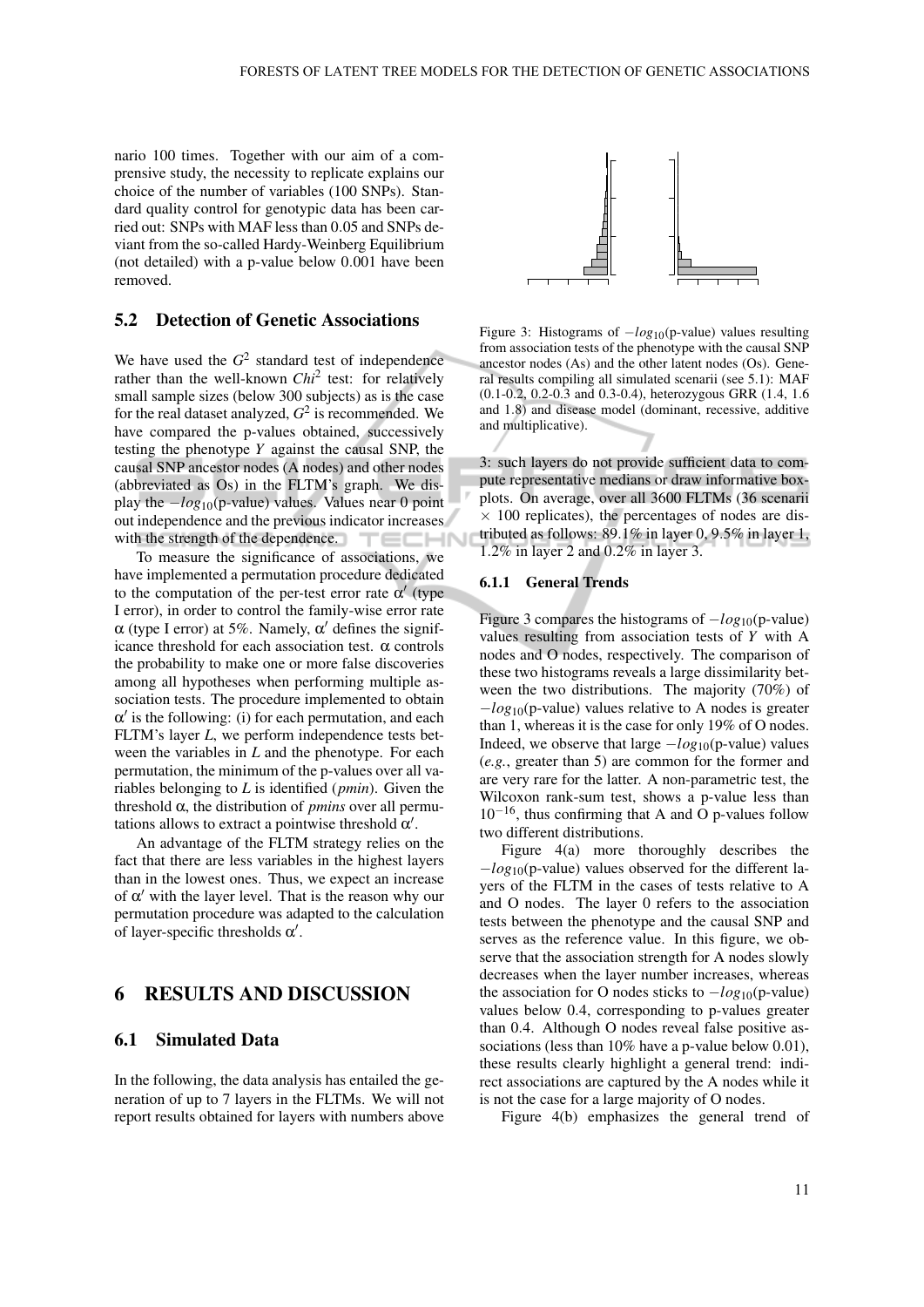nario 100 times. Together with our aim of a comprensive study, the necessity to replicate explains our choice of the number of variables (100 SNPs). Standard quality control for genotypic data has been carried out: SNPs with MAF less than 0.05 and SNPs deviant from the so-called Hardy-Weinberg Equilibrium (not detailed) with a p-value below 0.001 have been removed.

## 5.2 Detection of Genetic Associations

We have used the $G^2$ standard test of independence rather than the well-known $Chi^2$ test: for relatively small sample sizes (below 300 subjects) as is the case for the real dataset analyzed, $G^2$ is recommended. We have compared the p-values obtained, successively testing the phenotype $Y$ against the causal SNP, the causal SNP ancestor nodes (A nodes) and other nodes (abbreviated as Os) in the FLTM's graph. We display the $-log_{10}$(p-value) values. Values near 0 point out independence and the previous indicator increases with the strength of the dependence.

To measure the significance of associations, we have implemented a permutation procedure dedicated to the computation of the per-test error rate $\alpha'$ (type I error), in order to control the family-wise error rate $\alpha$ (type I error) at 5%. Namely, $\alpha'$ defines the significance threshold for each association test. $\alpha$ controls the probability to make one or more false discoveries among all hypotheses when performing multiple association tests. The procedure implemented to obtain $\alpha'$ is the following: (i) for each permutation, and each FLTM's layer $L$, we perform independence tests between the variables in $L$ and the phenotype. For each permutation, the minimum of the p-values over all variables belonging to $L$ is identified (*pmin*). Given the threshold $\alpha$, the distribution of *pmins* over all permutations allows to extract a pointwise threshold $\alpha'$.

An advantage of the FLTM strategy relies on the fact that there are less variables in the highest layers than in the lowest ones. Thus, we expect an increase of $\alpha'$ with the layer level. That is the reason why our permutation procedure was adapted to the calculation of layer-specific thresholds $\alpha'$.

# 6 RESULTS AND DISCUSSION

## 6.1 Simulated Data

In the following, the data analysis has entailed the generation of up to 7 layers in the FLTMs. We will not report results obtained for layers with numbers above 3: such layers do not provide sufficient data to compute representative medians or draw informative boxplots. On average, over all 3600 FLTMs (36 scenarii $\times$ 100 replicates), the percentages of nodes are distributed as follows: 89.1% in layer 0, 9.5% in layer 1, 1.2% in layer 2 and 0.2% in layer 3.

Figure 3: Histograms of $-log_{10}$(p-value) values resulting from association tests of the phenotype with the causal SNP ancestor nodes (As) and the other latent nodes (Os). General results compiling all simulated scenarii (see 5.1): MAF (0.1-0.2, 0.2-0.3 and 0.3-0.4), heterozygous GRR (1.4, 1.6 and 1.8) and disease model (dominant, recessive, additive and multiplicative).

### 6.1.1 General Trends

Figure 3 compares the histograms of $-log_{10}$(p-value) values resulting from association tests of $Y$ with A nodes and O nodes, respectively. The comparison of these two histograms reveals a large dissimilarity between the two distributions. The majority (70%) of $-log_{10}$(p-value) values relative to A nodes is greater than 1, whereas it is the case for only 19% of O nodes. Indeed, we observe that large $-log_{10}$(p-value) values (*e.g.*, greater than 5) are common for the former and are very rare for the latter. A non-parametric test, the Wilcoxon rank-sum test, shows a p-value less than $10^{-16}$, thus confirming that A and O p-values follow two different distributions.

Figure 4(a) more thoroughly describes the $-log_{10}$(p-value) values observed for the different layers of the FLTM in the cases of tests relative to A and O nodes. The layer 0 refers to the association tests between the phenotype and the causal SNP and serves as the reference value. In this figure, we observe that the association strength for A nodes slowly decreases when the layer number increases, whereas the association for O nodes sticks to $-log_{10}$(p-value) values below 0.4, corresponding to p-values greater than 0.4. Although O nodes reveal false positive associations (less than 10% have a p-value below 0.01), these results clearly highlight a general trend: indirect associations are captured by the A nodes while it is not the case for a large majority of O nodes.

Figure 4(b) emphasizes the general trend of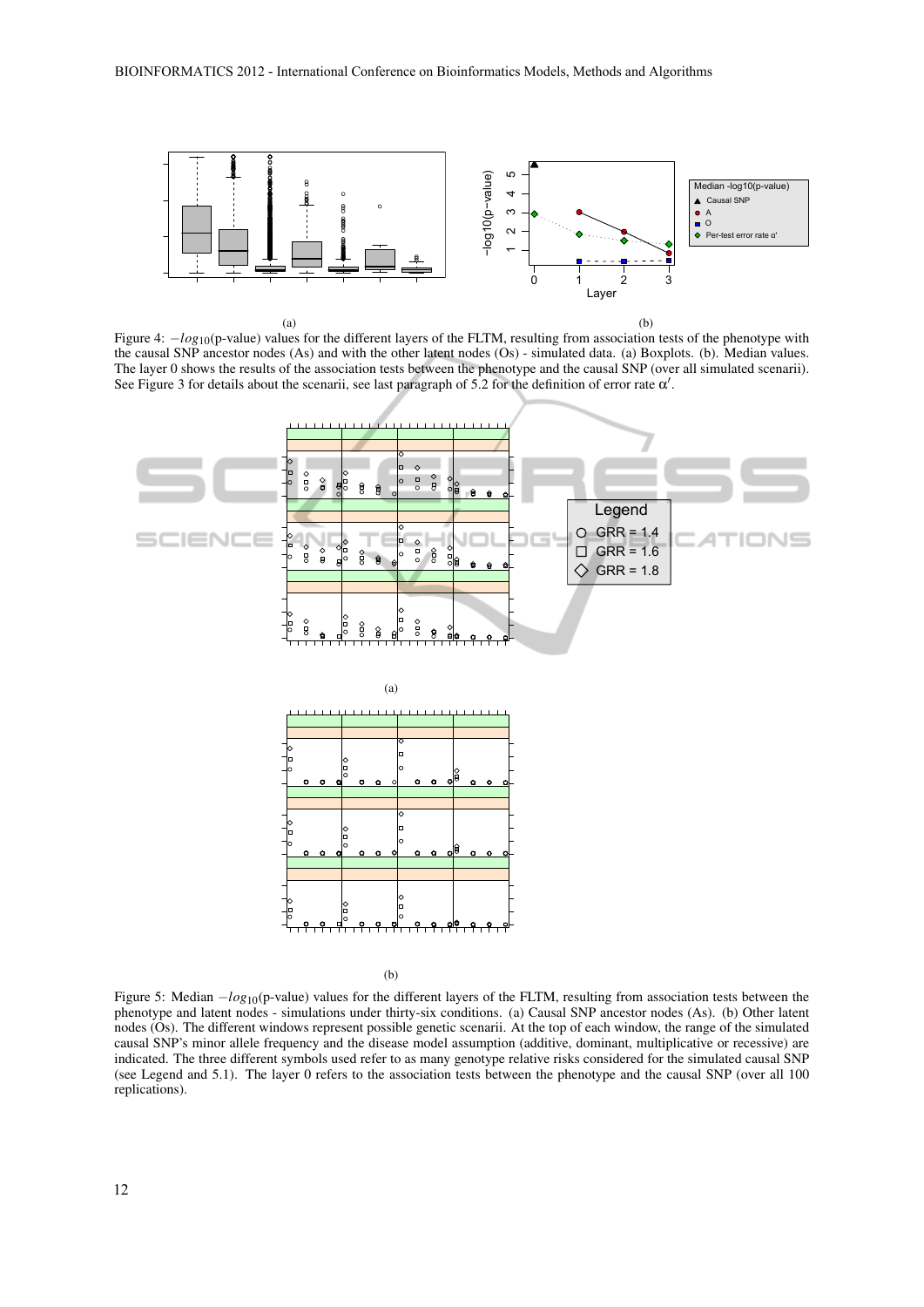Figure 4: $-log_{10}$(p-value) values for the different layers of the FLTM, resulting from association tests of the phenotype with the causal SNP ancestor nodes (As) and with the other latent nodes (Os) - simulated data. (a) Boxplots. (b). Median values. The layer 0 shows the results of the association tests between the phenotype and the causal SNP (over all simulated scenarii). See Figure 3 for details about the scenarii, see last paragraph of 5.2 for the definition of error rate $\alpha'$.

Figure 5: Median $-log_{10}$(p-value) values for the different layers of the FLTM, resulting from association tests between the phenotype and latent nodes - simulations under thirty-six conditions. (a) Causal SNP ancestor nodes (As). (b) Other latent nodes (Os). The different windows represent possible genetic scenarii. At the top of each window, the range of the simulated causal SNP's minor allele frequency and the disease model assumption (additive, dominant, multiplicative or recessive) are indicated. The three different symbols used refer to as many genotype relative risks considered for the simulated causal SNP (see Legend and 5.1). The layer 0 refers to the association tests between the phenotype and the causal SNP (over all 100 replications).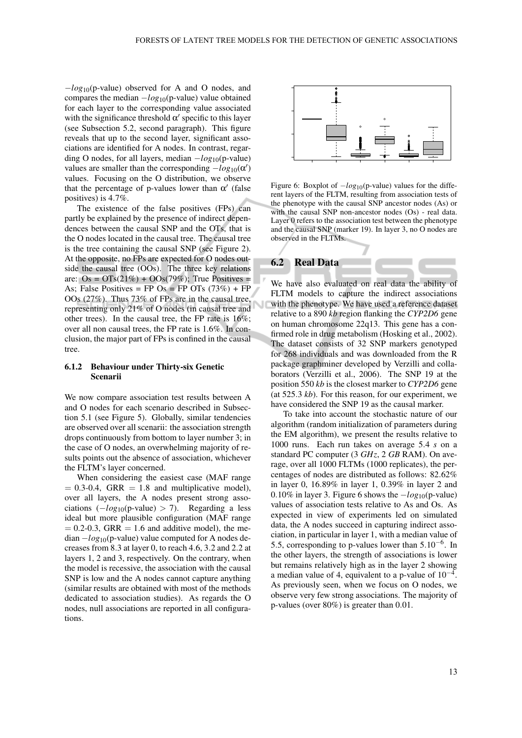$-log_{10}$(p-value) observed for A and O nodes, and compares the median $-log_{10}$(p-value) value obtained for each layer to the corresponding value associated with the significance threshold $\alpha'$ specific to this layer (see Subsection 5.2, second paragraph). This figure reveals that up to the second layer, significant associations are identified for A nodes. In contrast, regarding O nodes, for all layers, median $-log_{10}$(p-value) values are smaller than the corresponding $-log_{10}(\alpha')$ values. Focusing on the O distribution, we observe that the percentage of p-values lower than $\alpha'$ (false positives) is 4.7%.

The existence of the false positives (FPs) can partly be explained by the presence of indirect dependences between the causal SNP and the OTs, that is the O nodes located in the causal tree. The causal tree is the tree containing the causal SNP (see Figure 2). At the opposite, no FPs are expected for O nodes outside the causal tree (OOs). The three key relations are: Os = OTs(21%) + OOs(79%); True Positives = As; False Positives = FP Os = FP OTs (73%) + FP OOs (27%). Thus 73% of FPs are in the causal tree, representing only 21% of O nodes (in causal tree and other trees). In the causal tree, the FP rate is 16%; over all non causal trees, the FP rate is 1.6%. In conclusion, the major part of FPs is confined in the causal tree.

### 6.1.2 Behaviour under Thirty-six Genetic Scenarii

We now compare association test results between A and O nodes for each scenario described in Subsection 5.1 (see Figure 5). Globally, similar tendencies are observed over all scenarii: the association strength drops continuously from bottom to layer number 3; in the case of O nodes, an overwhelming majority of results points out the absence of association, whichever the FLTM's layer concerned.

When considering the easiest case (MAF range = 0.3-0.4, GRR = 1.8 and multiplicative model), over all layers, the A nodes present strong associations ($-log_{10}$(p-value) $> 7$). Regarding a less ideal but more plausible configuration (MAF range = 0.2-0.3, GRR = 1.6 and additive model), the median $-log_{10}$(p-value) value computed for A nodes decreases from 8.3 at layer 0, to reach 4.6, 3.2 and 2.2 at layers 1, 2 and 3, respectively. On the contrary, when the model is recessive, the association with the causal SNP is low and the A nodes cannot capture anything (similar results are obtained with most of the methods dedicated to association studies). As regards the O nodes, null associations are reported in all configurations.

Figure 6: Boxplot of $-log_{10}$(p-value) values for the different layers of the FLTM, resulting from association tests of the phenotype with the causal SNP ancestor nodes (As) or with the causal SNP non-ancestor nodes (Os) - real data. Layer 0 refers to the association test between the phenotype and the causal SNP (marker 19). In layer 3, no O nodes are observed in the FLTMs.

## 6.2 Real Data

We have also evaluated on real data the ability of FLTM models to capture the indirect associations with the phenotype. We have used a reference dataset relative to a 890 *kb* region flanking the *CYP2D6* gene on human chromosome 22q13. This gene has a confirmed role in drug metabolism (Hosking et al., 2002). The dataset consists of 32 SNP markers genotyped for 268 individuals and was downloaded from the R package graphminer developed by Verzilli and collaborators (Verzilli et al., 2006). The SNP 19 at the position 550 *kb* is the closest marker to *CYP2D6* gene (at 525.3 *kb*). For this reason, for our experiment, we have considered the SNP 19 as the causal marker.

To take into account the stochastic nature of our algorithm (random initialization of parameters during the EM algorithm), we present the results relative to 1000 runs. Each run takes on average 5.4 *s* on a standard PC computer (3 *GHz*, 2 *GB* RAM). On average, over all 1000 FLTMs (1000 replicates), the percentages of nodes are distributed as follows: 82.62% in layer 0, 16.89% in layer 1, 0.39% in layer 2 and 0.10% in layer 3. Figure 6 shows the $-log_{10}$(p-value) values of association tests relative to As and Os. As expected in view of experiments led on simulated data, the A nodes succeed in capturing indirect association, in particular in layer 1, with a median value of 5.5, corresponding to p-values lower than $5.10^{-6}$. In the other layers, the strength of associations is lower but remains relatively high as in the layer 2 showing a median value of 4, equivalent to a p-value of $10^{-4}$. As previously seen, when we focus on O nodes, we observe very few strong associations. The majority of p-values (over 80%) is greater than 0.01.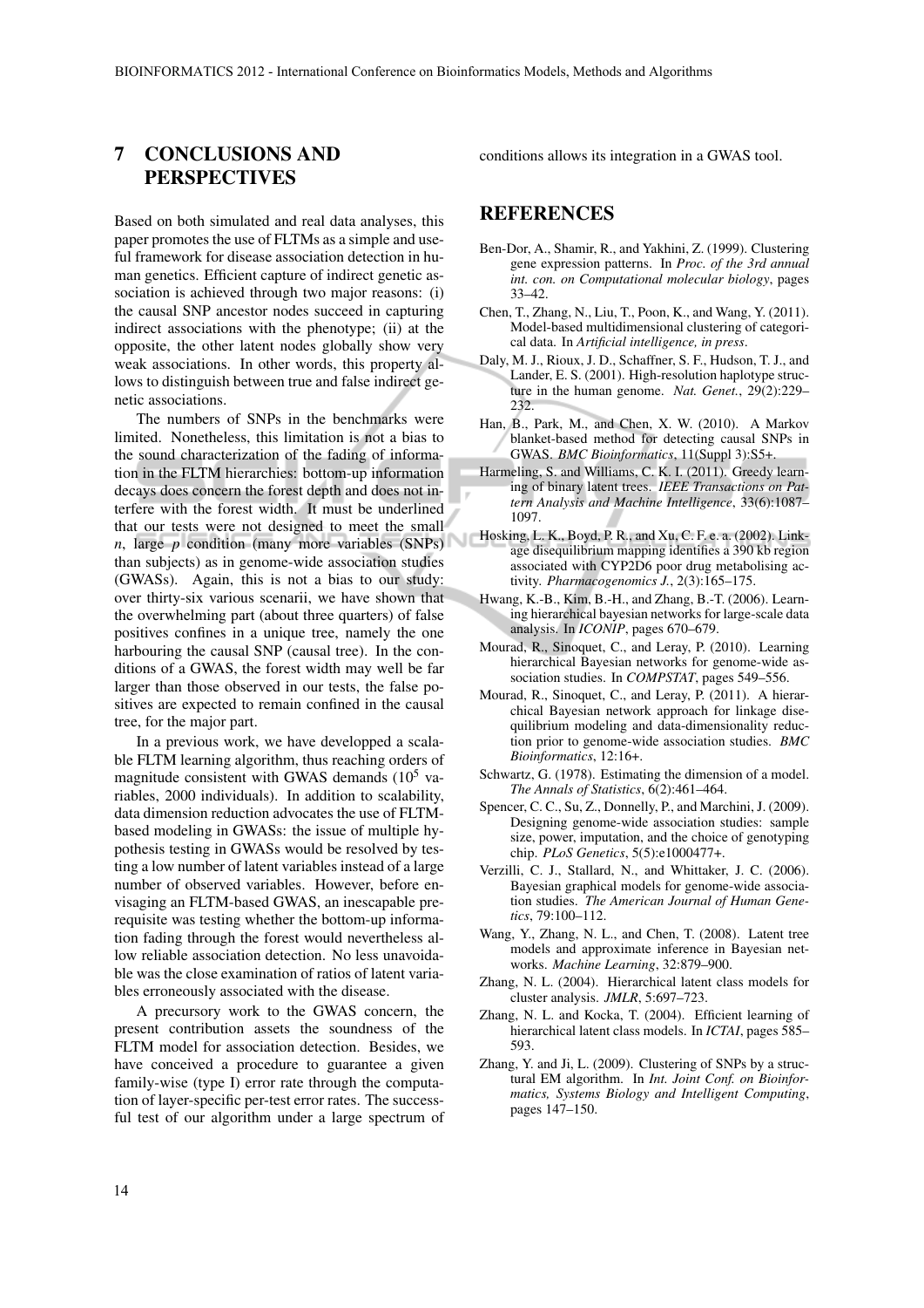## 7 CONCLUSIONS AND PERSPECTIVES

Based on both simulated and real data analyses, this paper promotes the use of FLTMs as a simple and useful framework for disease association detection in human genetics. Efficient capture of indirect genetic association is achieved through two major reasons: (i) the causal SNP ancestor nodes succeed in capturing indirect associations with the phenotype; (ii) at the opposite, the other latent nodes globally show very weak associations. In other words, this property allows to distinguish between true and false indirect genetic associations.

The numbers of SNPs in the benchmarks were limited. Nonetheless, this limitation is not a bias to the sound characterization of the fading of information in the FLTM hierarchies: bottom-up information decays does concern the forest depth and does not interfere with the forest width. It must be underlined that our tests were not designed to meet the small $n$, large $p$ condition (many more variables (SNPs) than subjects) as in genome-wide association studies (GWASs). Again, this is not a bias to our study: over thirty-six various scenarii, we have shown that the overwhelming part (about three quarters) of false positives confines in a unique tree, namely the one harbouring the causal SNP (causal tree). In the conditions of a GWAS, the forest width may well be far larger than those observed in our tests, the false positives are expected to remain confined in the causal tree, for the major part.

In a previous work, we have developped a scalable FLTM learning algorithm, thus reaching orders of magnitude consistent with GWAS demands ($10^5$ variables, 2000 individuals). In addition to scalability, data dimension reduction advocates the use of FLTM-based modeling in GWASs: the issue of multiple hypothesis testing in GWASs would be resolved by testing a low number of latent variables instead of a large number of observed variables. However, before envisaging an FLTM-based GWAS, an inescapable prerequisite was testing whether the bottom-up information fading through the forest would nevertheless allow reliable association detection. No less unavoidable was the close examination of ratios of latent variables erroneously associated with the disease.

A precursory work to the GWAS concern, the present contribution assets the soundness of the FLTM model for association detection. Besides, we have conceived a procedure to guarantee a given family-wise (type I) error rate through the computation of layer-specific per-test error rates. The successful test of our algorithm under a large spectrum of conditions allows its integration in a GWAS tool.

## REFERENCES

Ben-Dor, A., Shamir, R., and Yakhini, Z. (1999). Clustering gene expression patterns. In *Proc. of the 3rd annual int. con. on Computational molecular biology*, pages 33–42.

Chen, T., Zhang, N., Liu, T., Poon, K., and Wang, Y. (2011). Model-based multidimensional clustering of categorical data. In *Artificial intelligence, in press*.

Daly, M. J., Rioux, J. D., Schaffner, S. F., Hudson, T. J., and Lander, E. S. (2001). High-resolution haplotype structure in the human genome. *Nat. Genet.*, 29(2):229–232.

Han, B., Park, M., and Chen, X. W. (2010). A Markov blanket-based method for detecting causal SNPs in GWAS. *BMC Bioinformatics*, 11(Suppl 3):S5+.

Harmeling, S. and Williams, C. K. I. (2011). Greedy learning of binary latent trees. *IEEE Transactions on Pattern Analysis and Machine Intelligence*, 33(6):1087–1097.

Hosking, L. K., Boyd, P. R., and Xu, C. F. e. a. (2002). Linkage disequilibrium mapping identifies a 390 kb region associated with CYP2D6 poor drug metabolising activity. *Pharmacogenomics J.*, 2(3):165–175.

Hwang, K.-B., Kim, B.-H., and Zhang, B.-T. (2006). Learning hierarchical bayesian networks for large-scale data analysis. In *ICONIP*, pages 670–679.

Mourad, R., Sinoquet, C., and Leray, P. (2010). Learning hierarchical Bayesian networks for genome-wide association studies. In *COMPSTAT*, pages 549–556.

Mourad, R., Sinoquet, C., and Leray, P. (2011). A hierarchical Bayesian network approach for linkage disequilibrium modeling and data-dimensionality reduction prior to genome-wide association studies. *BMC Bioinformatics*, 12:16+.

Schwartz, G. (1978). Estimating the dimension of a model. *The Annals of Statistics*, 6(2):461–464.

Spencer, C. C., Su, Z., Donnelly, P., and Marchini, J. (2009). Designing genome-wide association studies: sample size, power, imputation, and the choice of genotyping chip. *PLoS Genetics*, 5(5):e1000477+.

Verzilli, C. J., Stallard, N., and Whittaker, J. C. (2006). Bayesian graphical models for genome-wide association studies. *The American Journal of Human Genetics*, 79:100–112.

Wang, Y., Zhang, N. L., and Chen, T. (2008). Latent tree models and approximate inference in Bayesian networks. *Machine Learning*, 32:879–900.

Zhang, N. L. (2004). Hierarchical latent class models for cluster analysis. *JMLR*, 5:697–723.

Zhang, N. L. and Kocka, T. (2004). Efficient learning of hierarchical latent class models. In *ICTAI*, pages 585–593.

Zhang, Y. and Ji, L. (2009). Clustering of SNPs by a structural EM algorithm. In *Int. Joint Conf. on Bioinformatics, Systems Biology and Intelligent Computing*, pages 147–150.